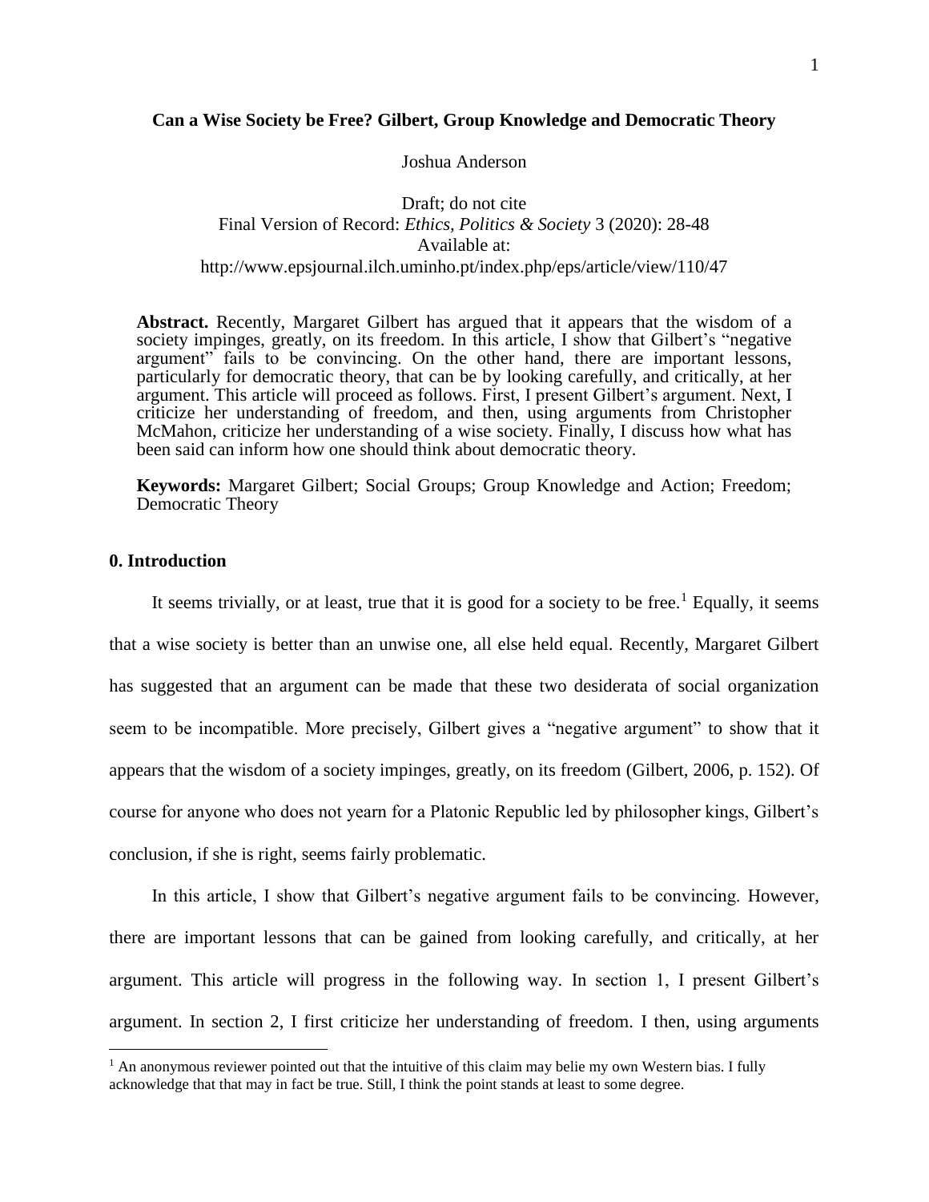**Can a Wise Society be Free? Gilbert, Group Knowledge and Democratic Theory**

Joshua Anderson

Draft; do not cite
Final Version of Record: *Ethics, Politics & Society* 3 (2020): 28-48
Available at:
http://www.epsjournal.ilch.uminho.pt/index.php/eps/article/view/110/47

**Abstract.** Recently, Margaret Gilbert has argued that it appears that the wisdom of a society impinges, greatly, on its freedom. In this article, I show that Gilbert's "negative argument" fails to be convincing. On the other hand, there are important lessons, particularly for democratic theory, that can be by looking carefully, and critically, at her argument. This article will proceed as follows. First, I present Gilbert's argument. Next, I criticize her understanding of freedom, and then, using arguments from Christopher McMahon, criticize her understanding of a wise society. Finally, I discuss how what has been said can inform how one should think about democratic theory.

**Keywords:** Margaret Gilbert; Social Groups; Group Knowledge and Action; Freedom; Democratic Theory

## 0. Introduction

It seems trivially, or at least, true that it is good for a society to be free.[1] Equally, it seems that a wise society is better than an unwise one, all else held equal. Recently, Margaret Gilbert has suggested that an argument can be made that these two desiderata of social organization seem to be incompatible. More precisely, Gilbert gives a "negative argument" to show that it appears that the wisdom of a society impinges, greatly, on its freedom (Gilbert, 2006, p. 152). Of course for anyone who does not yearn for a Platonic Republic led by philosopher kings, Gilbert's conclusion, if she is right, seems fairly problematic.

In this article, I show that Gilbert's negative argument fails to be convincing. However, there are important lessons that can be gained from looking carefully, and critically, at her argument. This article will progress in the following way. In section 1, I present Gilbert's argument. In section 2, I first criticize her understanding of freedom. I then, using arguments

[1] An anonymous reviewer pointed out that the intuitive of this claim may belie my own Western bias. I fully acknowledge that that may in fact be true. Still, I think the point stands at least to some degree.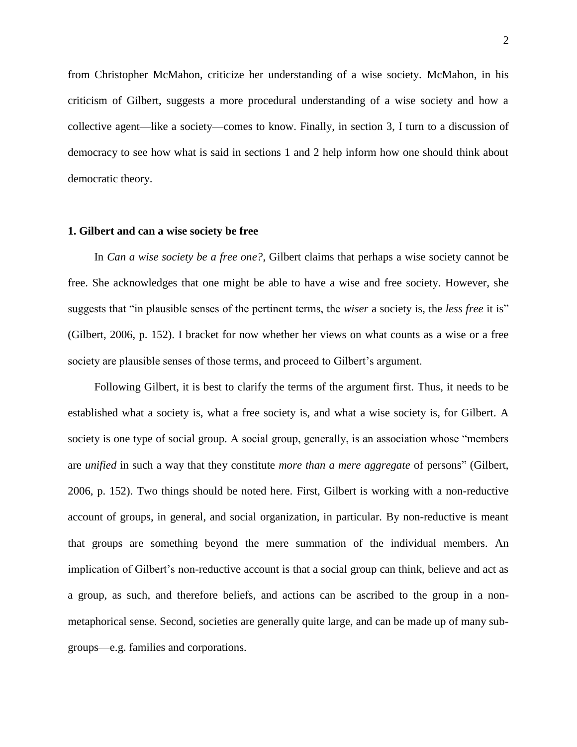from Christopher McMahon, criticize her understanding of a wise society. McMahon, in his criticism of Gilbert, suggests a more procedural understanding of a wise society and how a collective agent—like a society—comes to know. Finally, in section 3, I turn to a discussion of democracy to see how what is said in sections 1 and 2 help inform how one should think about democratic theory.

## 1. Gilbert and can a wise society be free

In *Can a wise society be a free one?*, Gilbert claims that perhaps a wise society cannot be free. She acknowledges that one might be able to have a wise and free society. However, she suggests that "in plausible senses of the pertinent terms, the *wiser* a society is, the *less free* it is" (Gilbert, 2006, p. 152). I bracket for now whether her views on what counts as a wise or a free society are plausible senses of those terms, and proceed to Gilbert's argument.

Following Gilbert, it is best to clarify the terms of the argument first. Thus, it needs to be established what a society is, what a free society is, and what a wise society is, for Gilbert. A society is one type of social group. A social group, generally, is an association whose "members are *unified* in such a way that they constitute *more than a mere aggregate* of persons" (Gilbert, 2006, p. 152). Two things should be noted here. First, Gilbert is working with a non-reductive account of groups, in general, and social organization, in particular. By non-reductive is meant that groups are something beyond the mere summation of the individual members. An implication of Gilbert's non-reductive account is that a social group can think, believe and act as a group, as such, and therefore beliefs, and actions can be ascribed to the group in a non-metaphorical sense. Second, societies are generally quite large, and can be made up of many sub-groups—e.g. families and corporations.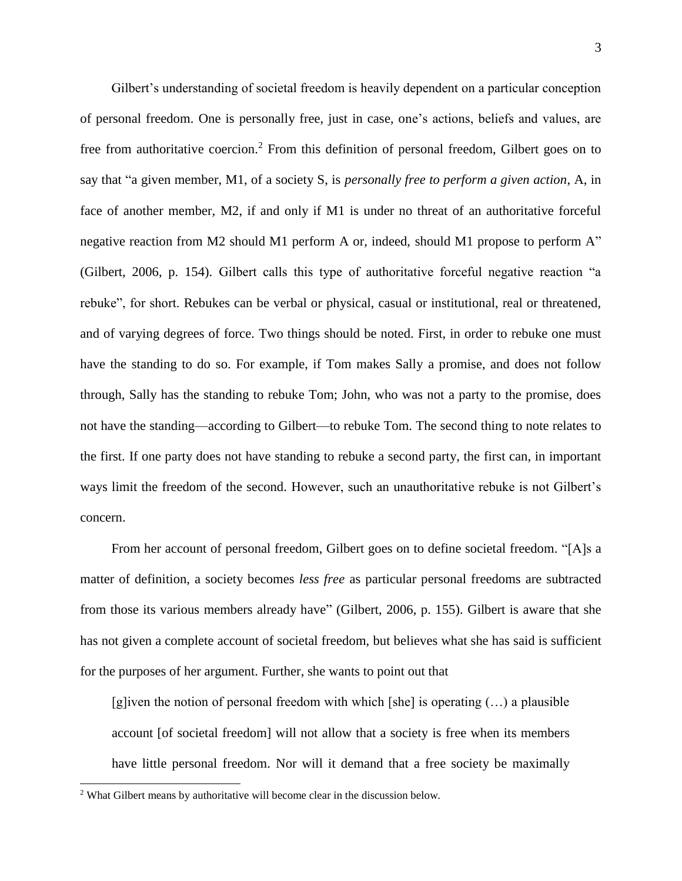Gilbert's understanding of societal freedom is heavily dependent on a particular conception of personal freedom. One is personally free, just in case, one's actions, beliefs and values, are free from authoritative coercion.[2] From this definition of personal freedom, Gilbert goes on to say that "a given member, M1, of a society S, is *personally free to perform a given action*, A, in face of another member, M2, if and only if M1 is under no threat of an authoritative forceful negative reaction from M2 should M1 perform A or, indeed, should M1 propose to perform A" (Gilbert, 2006, p. 154). Gilbert calls this type of authoritative forceful negative reaction "a rebuke", for short. Rebukes can be verbal or physical, casual or institutional, real or threatened, and of varying degrees of force. Two things should be noted. First, in order to rebuke one must have the standing to do so. For example, if Tom makes Sally a promise, and does not follow through, Sally has the standing to rebuke Tom; John, who was not a party to the promise, does not have the standing—according to Gilbert—to rebuke Tom. The second thing to note relates to the first. If one party does not have standing to rebuke a second party, the first can, in important ways limit the freedom of the second. However, such an unauthoritative rebuke is not Gilbert's concern.

From her account of personal freedom, Gilbert goes on to define societal freedom. "[A]s a matter of definition, a society becomes *less free* as particular personal freedoms are subtracted from those its various members already have" (Gilbert, 2006, p. 155). Gilbert is aware that she has not given a complete account of societal freedom, but believes what she has said is sufficient for the purposes of her argument. Further, she wants to point out that

> [g]iven the notion of personal freedom with which [she] is operating (…) a plausible account [of societal freedom] will not allow that a society is free when its members have little personal freedom. Nor will it demand that a free society be maximally

[2] What Gilbert means by authoritative will become clear in the discussion below.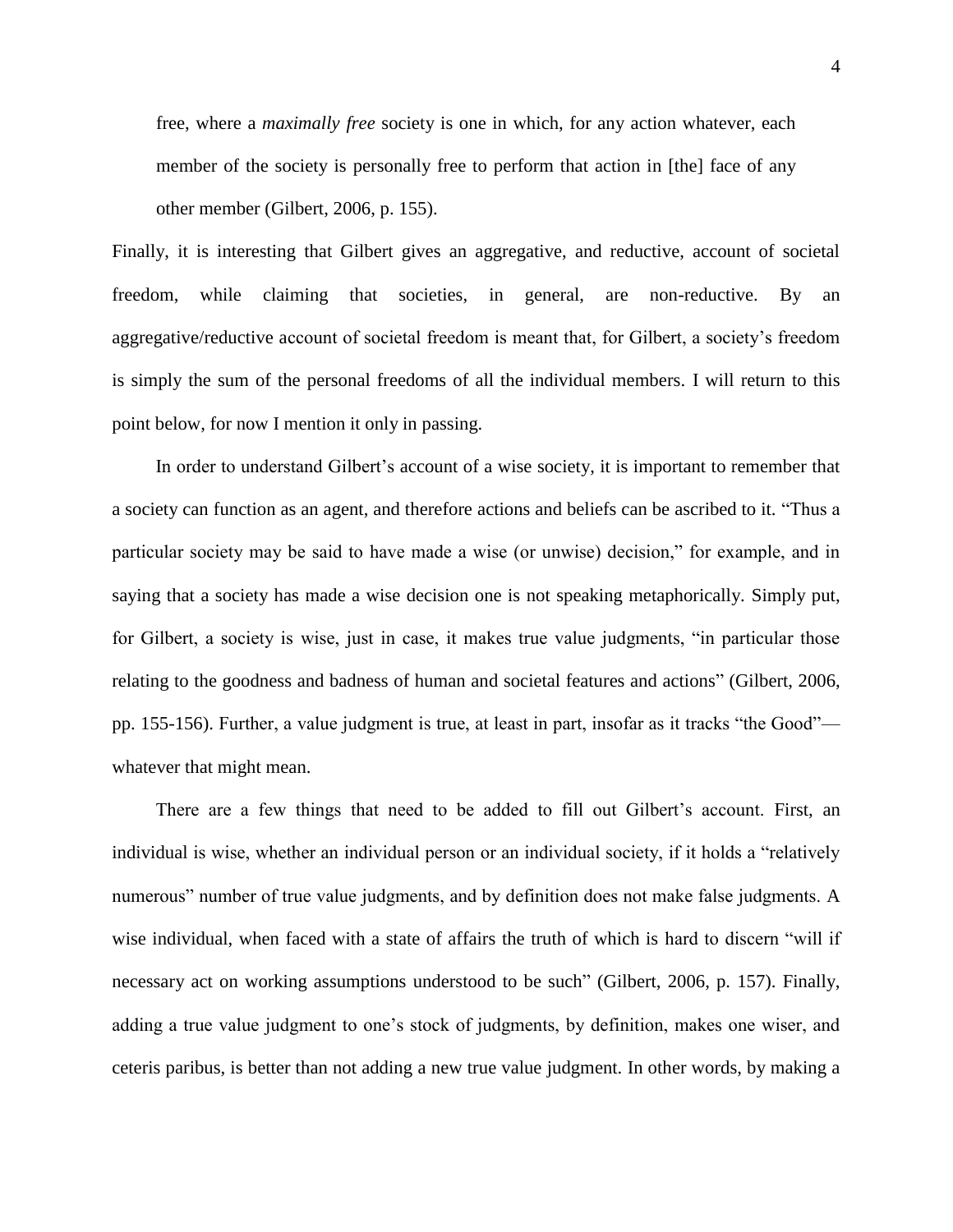free, where a *maximally free* society is one in which, for any action whatever, each member of the society is personally free to perform that action in [the] face of any other member (Gilbert, 2006, p. 155).

Finally, it is interesting that Gilbert gives an aggregative, and reductive, account of societal freedom, while claiming that societies, in general, are non-reductive. By an aggregative/reductive account of societal freedom is meant that, for Gilbert, a society's freedom is simply the sum of the personal freedoms of all the individual members. I will return to this point below, for now I mention it only in passing.

In order to understand Gilbert's account of a wise society, it is important to remember that a society can function as an agent, and therefore actions and beliefs can be ascribed to it. "Thus a particular society may be said to have made a wise (or unwise) decision," for example, and in saying that a society has made a wise decision one is not speaking metaphorically. Simply put, for Gilbert, a society is wise, just in case, it makes true value judgments, "in particular those relating to the goodness and badness of human and societal features and actions" (Gilbert, 2006, pp. 155-156). Further, a value judgment is true, at least in part, insofar as it tracks "the Good"—whatever that might mean.

There are a few things that need to be added to fill out Gilbert's account. First, an individual is wise, whether an individual person or an individual society, if it holds a "relatively numerous" number of true value judgments, and by definition does not make false judgments. A wise individual, when faced with a state of affairs the truth of which is hard to discern "will if necessary act on working assumptions understood to be such" (Gilbert, 2006, p. 157). Finally, adding a true value judgment to one's stock of judgments, by definition, makes one wiser, and ceteris paribus, is better than not adding a new true value judgment. In other words, by making a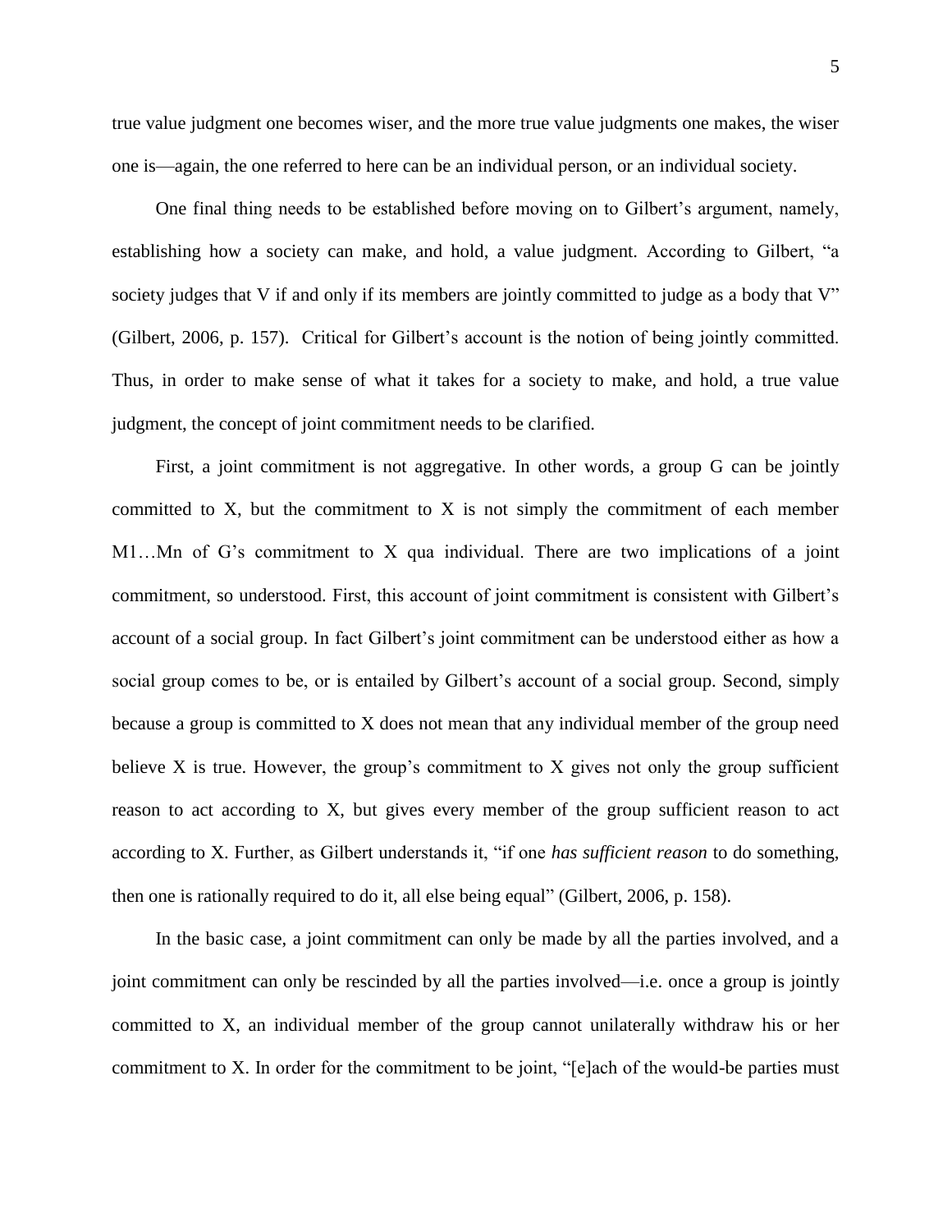true value judgment one becomes wiser, and the more true value judgments one makes, the wiser one is—again, the one referred to here can be an individual person, or an individual society.

One final thing needs to be established before moving on to Gilbert's argument, namely, establishing how a society can make, and hold, a value judgment. According to Gilbert, "a society judges that V if and only if its members are jointly committed to judge as a body that V" (Gilbert, 2006, p. 157). Critical for Gilbert's account is the notion of being jointly committed. Thus, in order to make sense of what it takes for a society to make, and hold, a true value judgment, the concept of joint commitment needs to be clarified.

First, a joint commitment is not aggregative. In other words, a group G can be jointly committed to X, but the commitment to X is not simply the commitment of each member M1…Mn of G's commitment to X qua individual. There are two implications of a joint commitment, so understood. First, this account of joint commitment is consistent with Gilbert's account of a social group. In fact Gilbert's joint commitment can be understood either as how a social group comes to be, or is entailed by Gilbert's account of a social group. Second, simply because a group is committed to X does not mean that any individual member of the group need believe X is true. However, the group's commitment to X gives not only the group sufficient reason to act according to X, but gives every member of the group sufficient reason to act according to X. Further, as Gilbert understands it, "if one *has sufficient reason* to do something, then one is rationally required to do it, all else being equal" (Gilbert, 2006, p. 158).

In the basic case, a joint commitment can only be made by all the parties involved, and a joint commitment can only be rescinded by all the parties involved—i.e. once a group is jointly committed to X, an individual member of the group cannot unilaterally withdraw his or her commitment to X. In order for the commitment to be joint, "[e]ach of the would-be parties must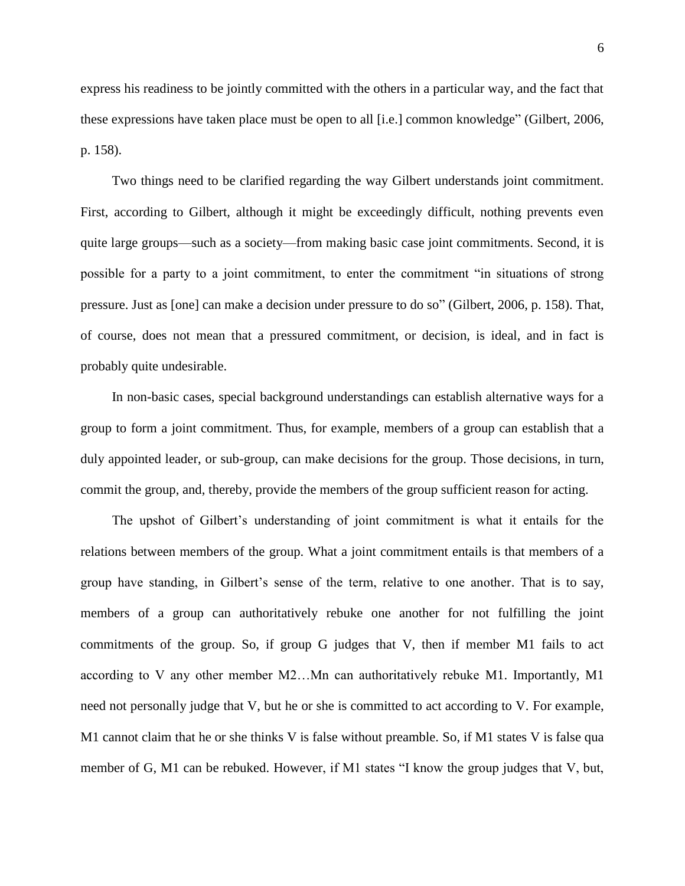express his readiness to be jointly committed with the others in a particular way, and the fact that these expressions have taken place must be open to all [i.e.] common knowledge" (Gilbert, 2006, p. 158).

Two things need to be clarified regarding the way Gilbert understands joint commitment. First, according to Gilbert, although it might be exceedingly difficult, nothing prevents even quite large groups—such as a society—from making basic case joint commitments. Second, it is possible for a party to a joint commitment, to enter the commitment "in situations of strong pressure. Just as [one] can make a decision under pressure to do so" (Gilbert, 2006, p. 158). That, of course, does not mean that a pressured commitment, or decision, is ideal, and in fact is probably quite undesirable.

In non-basic cases, special background understandings can establish alternative ways for a group to form a joint commitment. Thus, for example, members of a group can establish that a duly appointed leader, or sub-group, can make decisions for the group. Those decisions, in turn, commit the group, and, thereby, provide the members of the group sufficient reason for acting.

The upshot of Gilbert's understanding of joint commitment is what it entails for the relations between members of the group. What a joint commitment entails is that members of a group have standing, in Gilbert's sense of the term, relative to one another. That is to say, members of a group can authoritatively rebuke one another for not fulfilling the joint commitments of the group. So, if group G judges that V, then if member M1 fails to act according to V any other member M2…Mn can authoritatively rebuke M1. Importantly, M1 need not personally judge that V, but he or she is committed to act according to V. For example, M1 cannot claim that he or she thinks V is false without preamble. So, if M1 states V is false qua member of G, M1 can be rebuked. However, if M1 states "I know the group judges that V, but,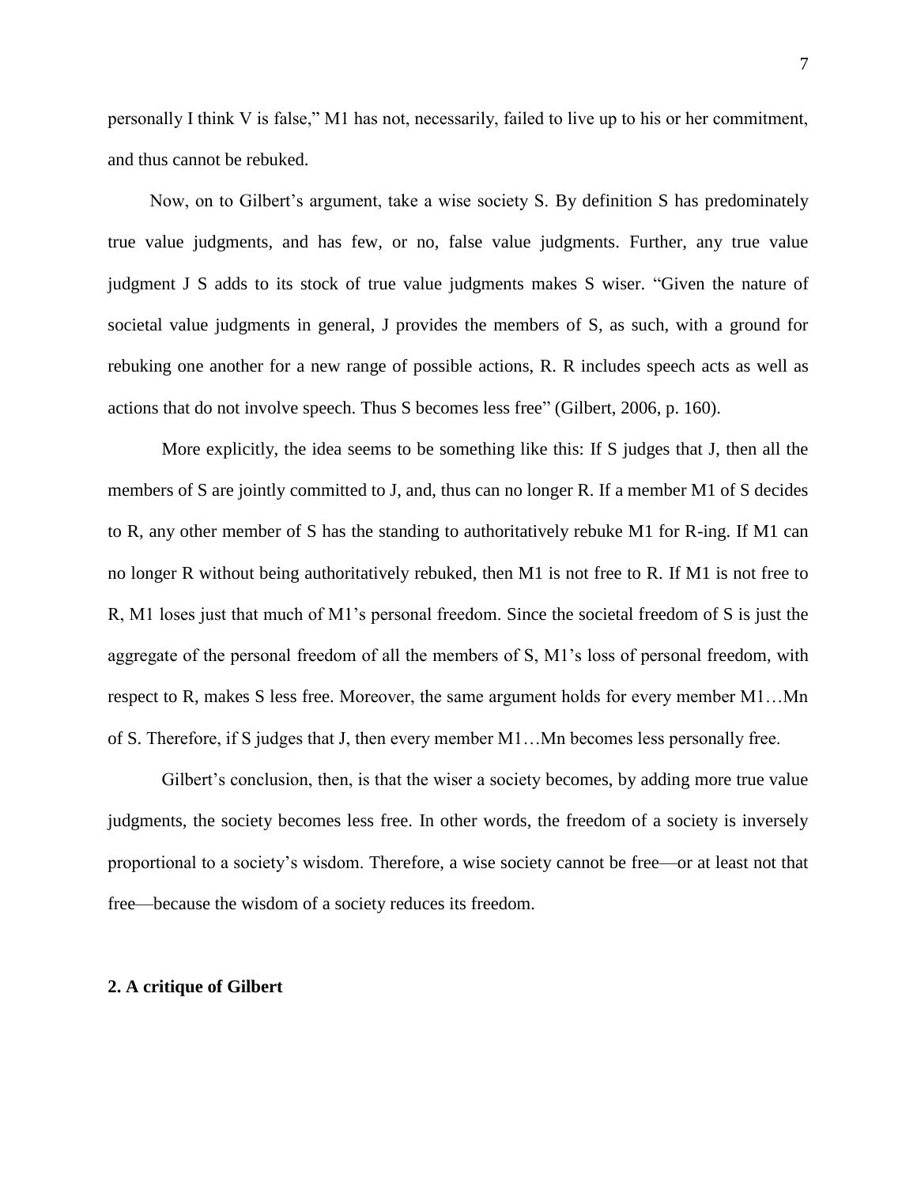personally I think V is false," M1 has not, necessarily, failed to live up to his or her commitment, and thus cannot be rebuked.

Now, on to Gilbert's argument, take a wise society S. By definition S has predominately true value judgments, and has few, or no, false value judgments. Further, any true value judgment J S adds to its stock of true value judgments makes S wiser. "Given the nature of societal value judgments in general, J provides the members of S, as such, with a ground for rebuking one another for a new range of possible actions, R. R includes speech acts as well as actions that do not involve speech. Thus S becomes less free" (Gilbert, 2006, p. 160).

More explicitly, the idea seems to be something like this: If S judges that J, then all the members of S are jointly committed to J, and, thus can no longer R. If a member M1 of S decides to R, any other member of S has the standing to authoritatively rebuke M1 for R-ing. If M1 can no longer R without being authoritatively rebuked, then M1 is not free to R. If M1 is not free to R, M1 loses just that much of M1's personal freedom. Since the societal freedom of S is just the aggregate of the personal freedom of all the members of S, M1's loss of personal freedom, with respect to R, makes S less free. Moreover, the same argument holds for every member M1…Mn of S. Therefore, if S judges that J, then every member M1…Mn becomes less personally free.

Gilbert's conclusion, then, is that the wiser a society becomes, by adding more true value judgments, the society becomes less free. In other words, the freedom of a society is inversely proportional to a society's wisdom. Therefore, a wise society cannot be free—or at least not that free—because the wisdom of a society reduces its freedom.

## 2. A critique of Gilbert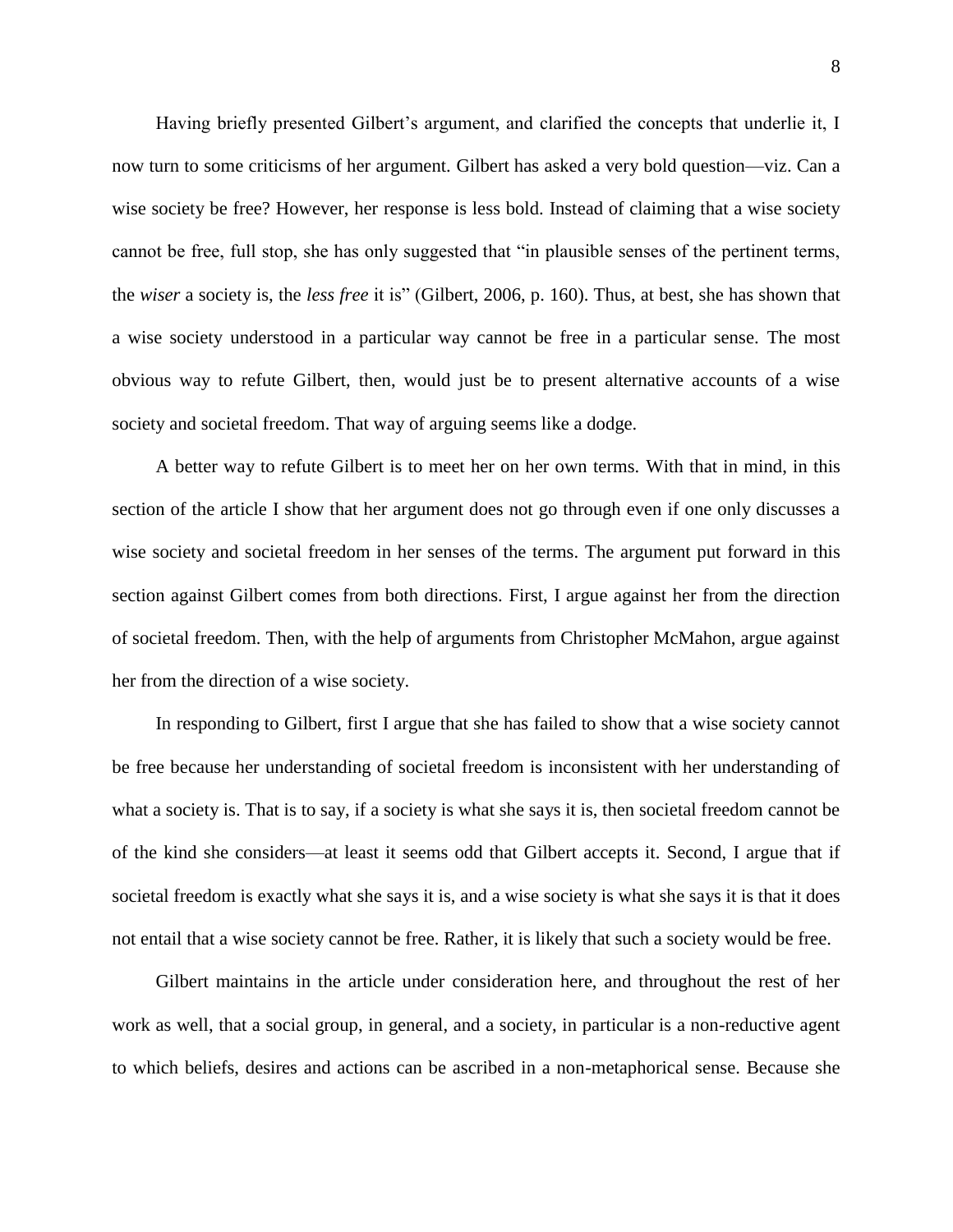Having briefly presented Gilbert's argument, and clarified the concepts that underlie it, I now turn to some criticisms of her argument. Gilbert has asked a very bold question—viz. Can a wise society be free? However, her response is less bold. Instead of claiming that a wise society cannot be free, full stop, she has only suggested that "in plausible senses of the pertinent terms, the *wiser* a society is, the *less free* it is" (Gilbert, 2006, p. 160). Thus, at best, she has shown that a wise society understood in a particular way cannot be free in a particular sense. The most obvious way to refute Gilbert, then, would just be to present alternative accounts of a wise society and societal freedom. That way of arguing seems like a dodge.

A better way to refute Gilbert is to meet her on her own terms. With that in mind, in this section of the article I show that her argument does not go through even if one only discusses a wise society and societal freedom in her senses of the terms. The argument put forward in this section against Gilbert comes from both directions. First, I argue against her from the direction of societal freedom. Then, with the help of arguments from Christopher McMahon, argue against her from the direction of a wise society.

In responding to Gilbert, first I argue that she has failed to show that a wise society cannot be free because her understanding of societal freedom is inconsistent with her understanding of what a society is. That is to say, if a society is what she says it is, then societal freedom cannot be of the kind she considers—at least it seems odd that Gilbert accepts it. Second, I argue that if societal freedom is exactly what she says it is, and a wise society is what she says it is that it does not entail that a wise society cannot be free. Rather, it is likely that such a society would be free.

Gilbert maintains in the article under consideration here, and throughout the rest of her work as well, that a social group, in general, and a society, in particular is a non-reductive agent to which beliefs, desires and actions can be ascribed in a non-metaphorical sense. Because she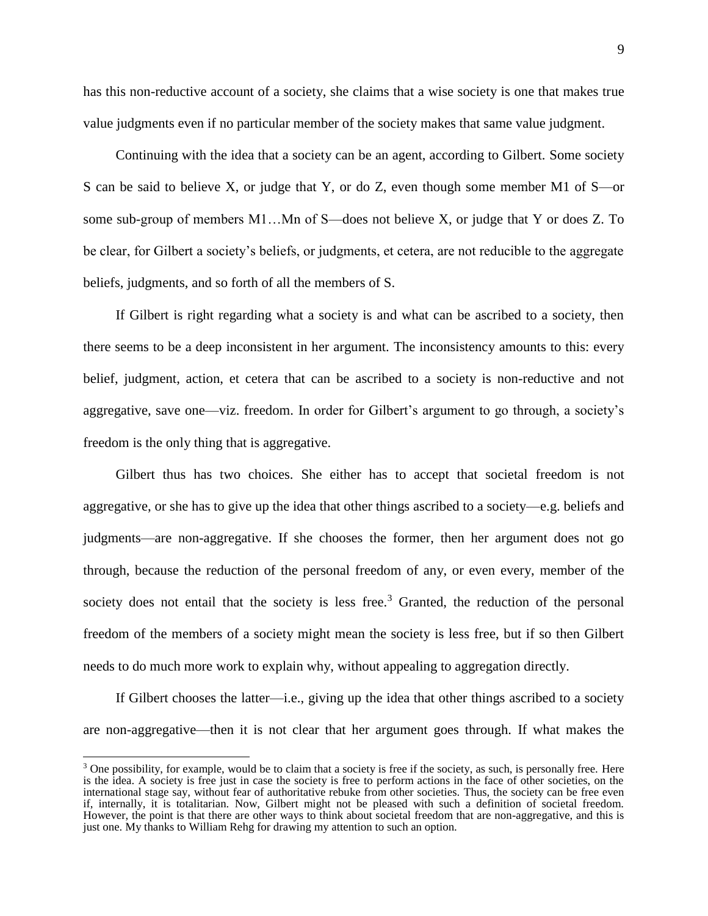has this non-reductive account of a society, she claims that a wise society is one that makes true value judgments even if no particular member of the society makes that same value judgment.

Continuing with the idea that a society can be an agent, according to Gilbert. Some society S can be said to believe X, or judge that Y, or do Z, even though some member M1 of S—or some sub-group of members M1…Mn of S—does not believe X, or judge that Y or does Z. To be clear, for Gilbert a society's beliefs, or judgments, et cetera, are not reducible to the aggregate beliefs, judgments, and so forth of all the members of S.

If Gilbert is right regarding what a society is and what can be ascribed to a society, then there seems to be a deep inconsistent in her argument. The inconsistency amounts to this: every belief, judgment, action, et cetera that can be ascribed to a society is non-reductive and not aggregative, save one—viz. freedom. In order for Gilbert's argument to go through, a society's freedom is the only thing that is aggregative.

Gilbert thus has two choices. She either has to accept that societal freedom is not aggregative, or she has to give up the idea that other things ascribed to a society—e.g. beliefs and judgments—are non-aggregative. If she chooses the former, then her argument does not go through, because the reduction of the personal freedom of any, or even every, member of the society does not entail that the society is less free.[3] Granted, the reduction of the personal freedom of the members of a society might mean the society is less free, but if so then Gilbert needs to do much more work to explain why, without appealing to aggregation directly.

If Gilbert chooses the latter—i.e., giving up the idea that other things ascribed to a society are non-aggregative—then it is not clear that her argument goes through. If what makes the

[3] One possibility, for example, would be to claim that a society is free if the society, as such, is personally free. Here is the idea. A society is free just in case the society is free to perform actions in the face of other societies, on the international stage say, without fear of authoritative rebuke from other societies. Thus, the society can be free even if, internally, it is totalitarian. Now, Gilbert might not be pleased with such a definition of societal freedom. However, the point is that there are other ways to think about societal freedom that are non-aggregative, and this is just one. My thanks to William Rehg for drawing my attention to such an option.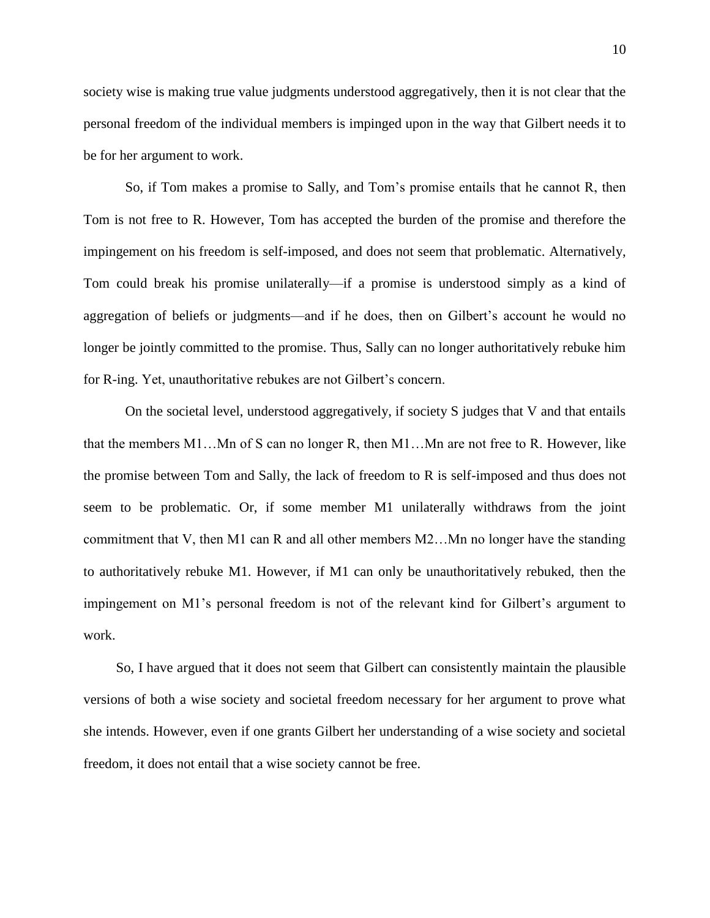society wise is making true value judgments understood aggregatively, then it is not clear that the personal freedom of the individual members is impinged upon in the way that Gilbert needs it to be for her argument to work.

So, if Tom makes a promise to Sally, and Tom's promise entails that he cannot R, then Tom is not free to R. However, Tom has accepted the burden of the promise and therefore the impingement on his freedom is self-imposed, and does not seem that problematic. Alternatively, Tom could break his promise unilaterally—if a promise is understood simply as a kind of aggregation of beliefs or judgments—and if he does, then on Gilbert's account he would no longer be jointly committed to the promise. Thus, Sally can no longer authoritatively rebuke him for R-ing. Yet, unauthoritative rebukes are not Gilbert's concern.

On the societal level, understood aggregatively, if society S judges that V and that entails that the members M1…Mn of S can no longer R, then M1…Mn are not free to R. However, like the promise between Tom and Sally, the lack of freedom to R is self-imposed and thus does not seem to be problematic. Or, if some member M1 unilaterally withdraws from the joint commitment that V, then M1 can R and all other members M2…Mn no longer have the standing to authoritatively rebuke M1. However, if M1 can only be unauthoritatively rebuked, then the impingement on M1's personal freedom is not of the relevant kind for Gilbert's argument to work.

So, I have argued that it does not seem that Gilbert can consistently maintain the plausible versions of both a wise society and societal freedom necessary for her argument to prove what she intends. However, even if one grants Gilbert her understanding of a wise society and societal freedom, it does not entail that a wise society cannot be free.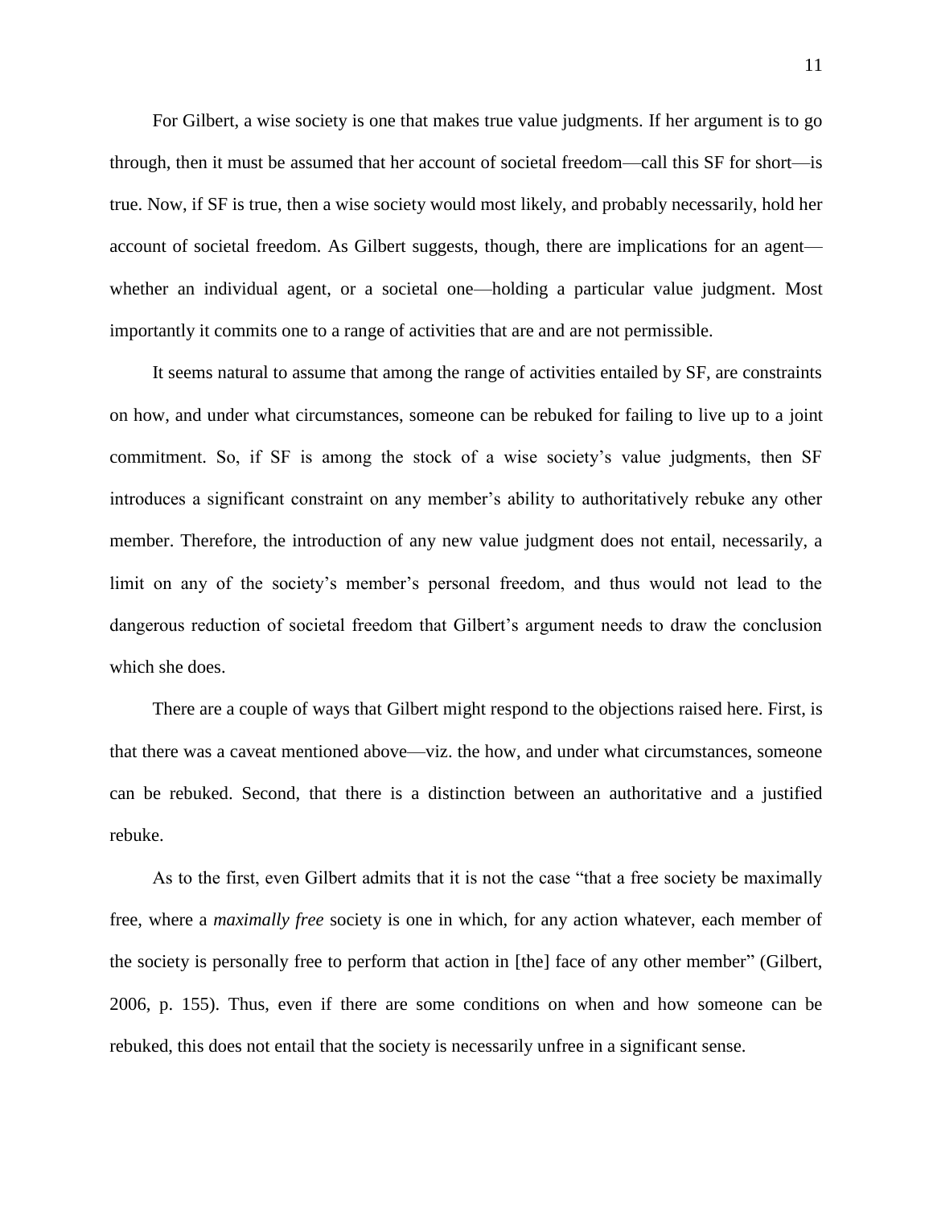For Gilbert, a wise society is one that makes true value judgments. If her argument is to go through, then it must be assumed that her account of societal freedom—call this SF for short—is true. Now, if SF is true, then a wise society would most likely, and probably necessarily, hold her account of societal freedom. As Gilbert suggests, though, there are implications for an agent—whether an individual agent, or a societal one—holding a particular value judgment. Most importantly it commits one to a range of activities that are and are not permissible.

It seems natural to assume that among the range of activities entailed by SF, are constraints on how, and under what circumstances, someone can be rebuked for failing to live up to a joint commitment. So, if SF is among the stock of a wise society's value judgments, then SF introduces a significant constraint on any member's ability to authoritatively rebuke any other member. Therefore, the introduction of any new value judgment does not entail, necessarily, a limit on any of the society's member's personal freedom, and thus would not lead to the dangerous reduction of societal freedom that Gilbert's argument needs to draw the conclusion which she does.

There are a couple of ways that Gilbert might respond to the objections raised here. First, is that there was a caveat mentioned above—viz. the how, and under what circumstances, someone can be rebuked. Second, that there is a distinction between an authoritative and a justified rebuke.

As to the first, even Gilbert admits that it is not the case "that a free society be maximally free, where a *maximally free* society is one in which, for any action whatever, each member of the society is personally free to perform that action in [the] face of any other member" (Gilbert, 2006, p. 155). Thus, even if there are some conditions on when and how someone can be rebuked, this does not entail that the society is necessarily unfree in a significant sense.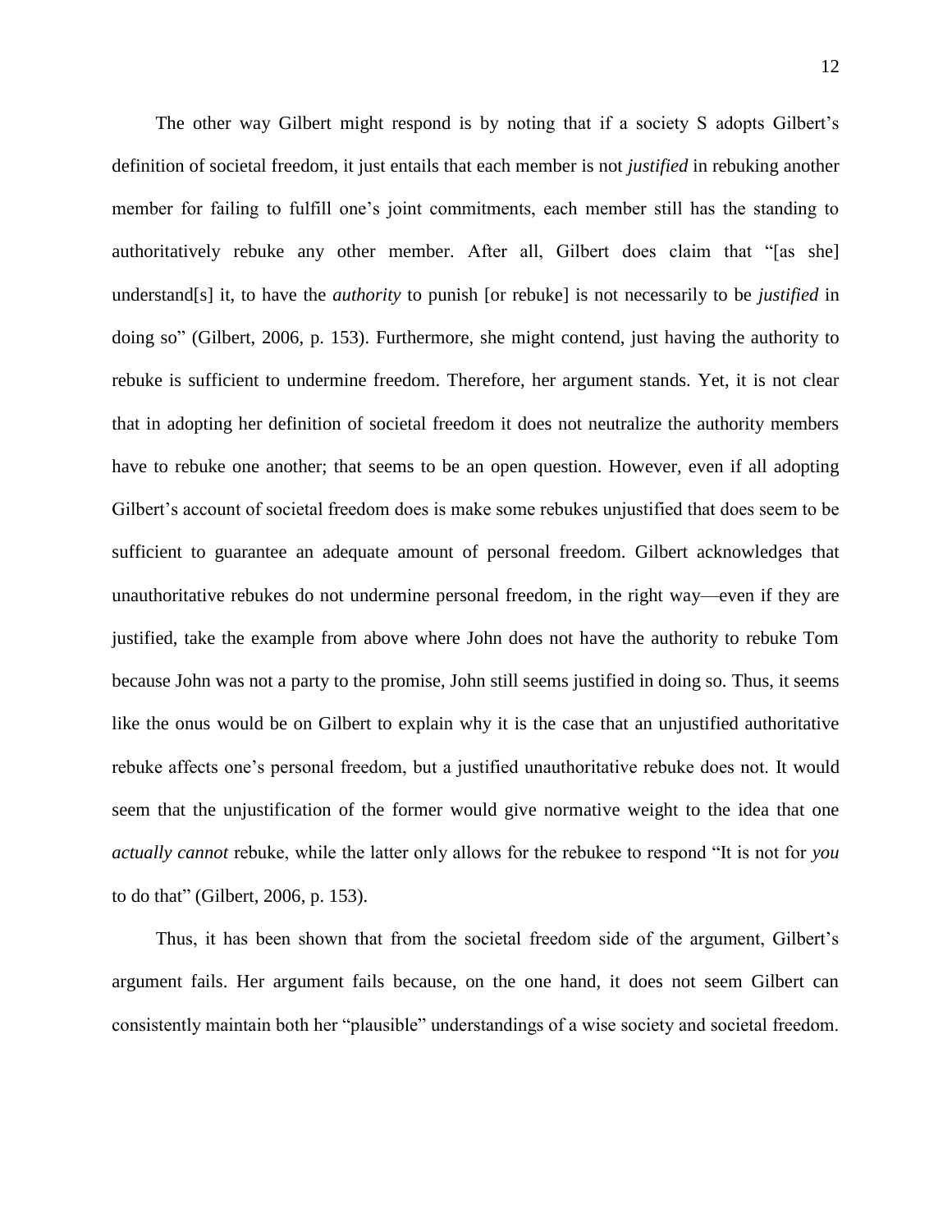The other way Gilbert might respond is by noting that if a society S adopts Gilbert's definition of societal freedom, it just entails that each member is not *justified* in rebuking another member for failing to fulfill one's joint commitments, each member still has the standing to authoritatively rebuke any other member. After all, Gilbert does claim that "[as she] understand[s] it, to have the *authority* to punish [or rebuke] is not necessarily to be *justified* in doing so" (Gilbert, 2006, p. 153). Furthermore, she might contend, just having the authority to rebuke is sufficient to undermine freedom. Therefore, her argument stands. Yet, it is not clear that in adopting her definition of societal freedom it does not neutralize the authority members have to rebuke one another; that seems to be an open question. However, even if all adopting Gilbert's account of societal freedom does is make some rebukes unjustified that does seem to be sufficient to guarantee an adequate amount of personal freedom. Gilbert acknowledges that unauthoritative rebukes do not undermine personal freedom, in the right way—even if they are justified, take the example from above where John does not have the authority to rebuke Tom because John was not a party to the promise, John still seems justified in doing so. Thus, it seems like the onus would be on Gilbert to explain why it is the case that an unjustified authoritative rebuke affects one's personal freedom, but a justified unauthoritative rebuke does not. It would seem that the unjustification of the former would give normative weight to the idea that one *actually cannot* rebuke, while the latter only allows for the rebukee to respond "It is not for *you* to do that" (Gilbert, 2006, p. 153).

Thus, it has been shown that from the societal freedom side of the argument, Gilbert's argument fails. Her argument fails because, on the one hand, it does not seem Gilbert can consistently maintain both her "plausible" understandings of a wise society and societal freedom.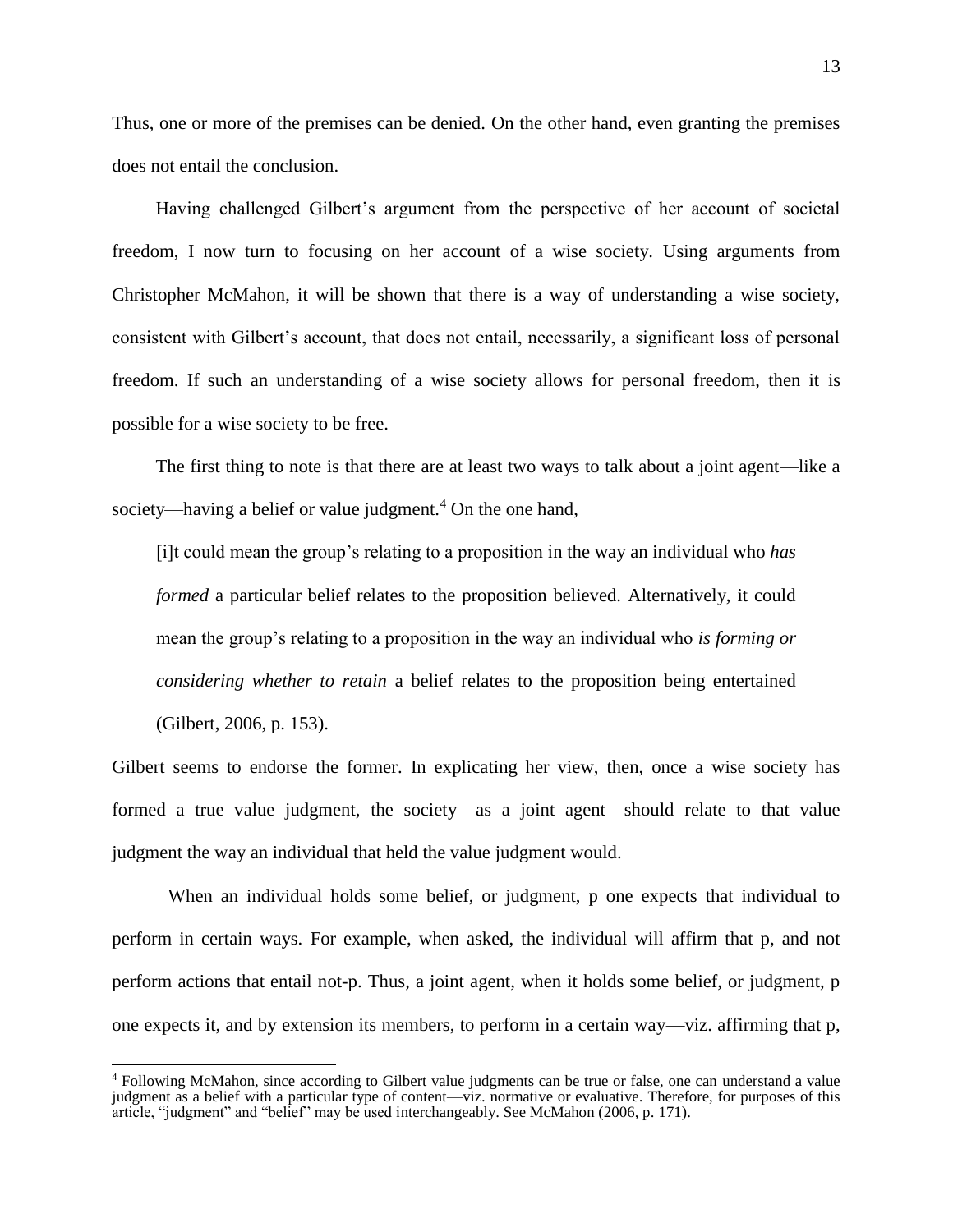Thus, one or more of the premises can be denied. On the other hand, even granting the premises does not entail the conclusion.

Having challenged Gilbert's argument from the perspective of her account of societal freedom, I now turn to focusing on her account of a wise society. Using arguments from Christopher McMahon, it will be shown that there is a way of understanding a wise society, consistent with Gilbert's account, that does not entail, necessarily, a significant loss of personal freedom. If such an understanding of a wise society allows for personal freedom, then it is possible for a wise society to be free.

The first thing to note is that there are at least two ways to talk about a joint agent—like a society—having a belief or value judgment.[4] On the one hand,

> [i]t could mean the group's relating to a proposition in the way an individual who *has formed* a particular belief relates to the proposition believed. Alternatively, it could mean the group's relating to a proposition in the way an individual who *is forming or considering whether to retain* a belief relates to the proposition being entertained (Gilbert, 2006, p. 153).

Gilbert seems to endorse the former. In explicating her view, then, once a wise society has formed a true value judgment, the society—as a joint agent—should relate to that value judgment the way an individual that held the value judgment would.

When an individual holds some belief, or judgment, p one expects that individual to perform in certain ways. For example, when asked, the individual will affirm that p, and not perform actions that entail not-p. Thus, a joint agent, when it holds some belief, or judgment, p one expects it, and by extension its members, to perform in a certain way—viz. affirming that p,

[4] Following McMahon, since according to Gilbert value judgments can be true or false, one can understand a value judgment as a belief with a particular type of content—viz. normative or evaluative. Therefore, for purposes of this article, "judgment" and "belief" may be used interchangeably. See McMahon (2006, p. 171).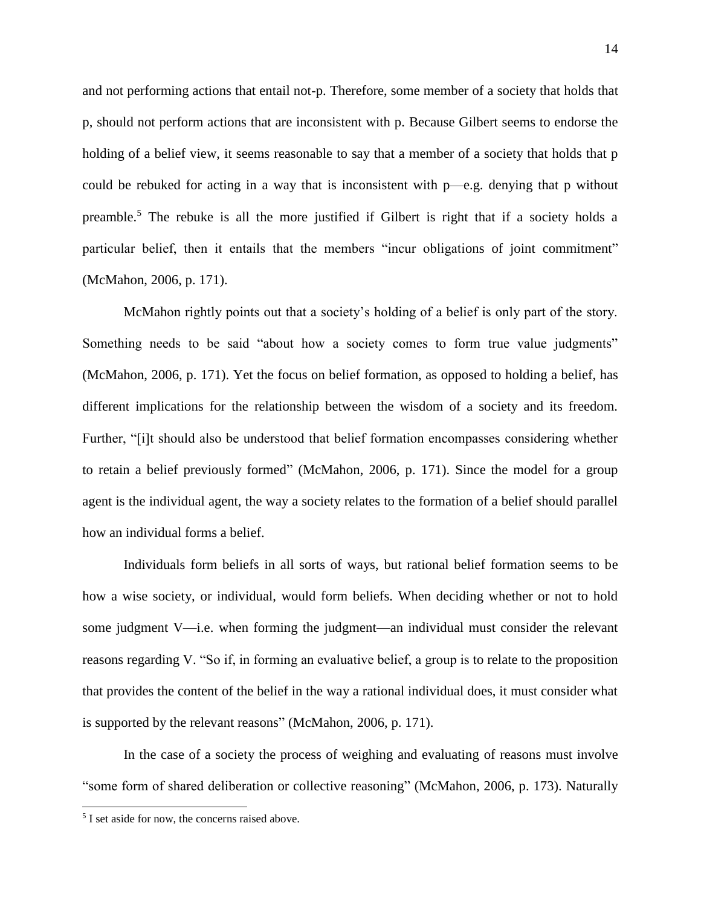and not performing actions that entail not-p. Therefore, some member of a society that holds that p, should not perform actions that are inconsistent with p. Because Gilbert seems to endorse the holding of a belief view, it seems reasonable to say that a member of a society that holds that p could be rebuked for acting in a way that is inconsistent with p—e.g. denying that p without preamble.[5] The rebuke is all the more justified if Gilbert is right that if a society holds a particular belief, then it entails that the members "incur obligations of joint commitment" (McMahon, 2006, p. 171).

McMahon rightly points out that a society's holding of a belief is only part of the story. Something needs to be said "about how a society comes to form true value judgments" (McMahon, 2006, p. 171). Yet the focus on belief formation, as opposed to holding a belief, has different implications for the relationship between the wisdom of a society and its freedom. Further, "[i]t should also be understood that belief formation encompasses considering whether to retain a belief previously formed" (McMahon, 2006, p. 171). Since the model for a group agent is the individual agent, the way a society relates to the formation of a belief should parallel how an individual forms a belief.

Individuals form beliefs in all sorts of ways, but rational belief formation seems to be how a wise society, or individual, would form beliefs. When deciding whether or not to hold some judgment V—i.e. when forming the judgment—an individual must consider the relevant reasons regarding V. "So if, in forming an evaluative belief, a group is to relate to the proposition that provides the content of the belief in the way a rational individual does, it must consider what is supported by the relevant reasons" (McMahon, 2006, p. 171).

In the case of a society the process of weighing and evaluating of reasons must involve "some form of shared deliberation or collective reasoning" (McMahon, 2006, p. 173). Naturally

[5] I set aside for now, the concerns raised above.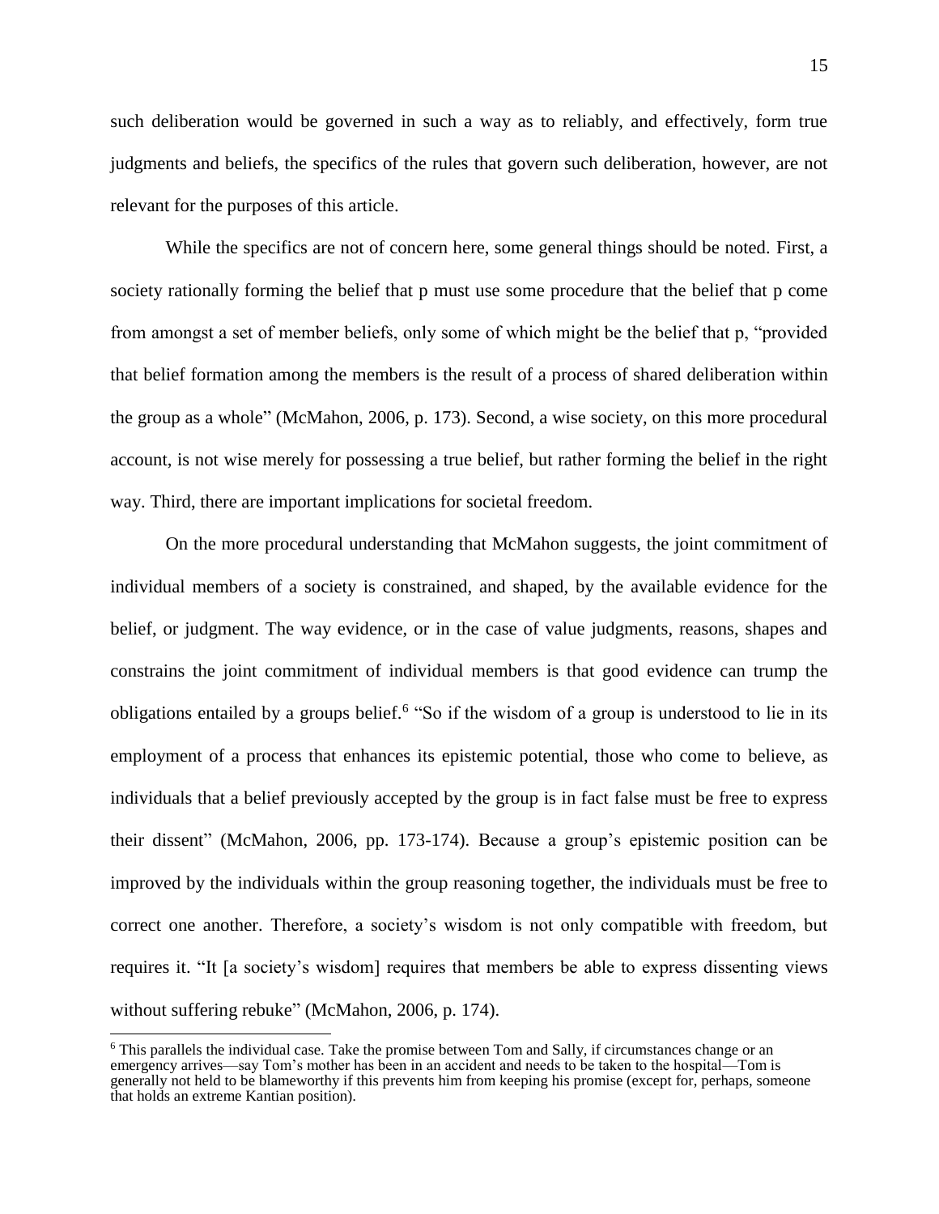such deliberation would be governed in such a way as to reliably, and effectively, form true judgments and beliefs, the specifics of the rules that govern such deliberation, however, are not relevant for the purposes of this article.

While the specifics are not of concern here, some general things should be noted. First, a society rationally forming the belief that p must use some procedure that the belief that p come from amongst a set of member beliefs, only some of which might be the belief that p, "provided that belief formation among the members is the result of a process of shared deliberation within the group as a whole" (McMahon, 2006, p. 173). Second, a wise society, on this more procedural account, is not wise merely for possessing a true belief, but rather forming the belief in the right way. Third, there are important implications for societal freedom.

On the more procedural understanding that McMahon suggests, the joint commitment of individual members of a society is constrained, and shaped, by the available evidence for the belief, or judgment. The way evidence, or in the case of value judgments, reasons, shapes and constrains the joint commitment of individual members is that good evidence can trump the obligations entailed by a groups belief.[6] "So if the wisdom of a group is understood to lie in its employment of a process that enhances its epistemic potential, those who come to believe, as individuals that a belief previously accepted by the group is in fact false must be free to express their dissent" (McMahon, 2006, pp. 173-174). Because a group's epistemic position can be improved by the individuals within the group reasoning together, the individuals must be free to correct one another. Therefore, a society's wisdom is not only compatible with freedom, but requires it. "It [a society's wisdom] requires that members be able to express dissenting views without suffering rebuke" (McMahon, 2006, p. 174).

---

[6] This parallels the individual case. Take the promise between Tom and Sally, if circumstances change or an emergency arrives—say Tom's mother has been in an accident and needs to be taken to the hospital—Tom is generally not held to be blameworthy if this prevents him from keeping his promise (except for, perhaps, someone that holds an extreme Kantian position).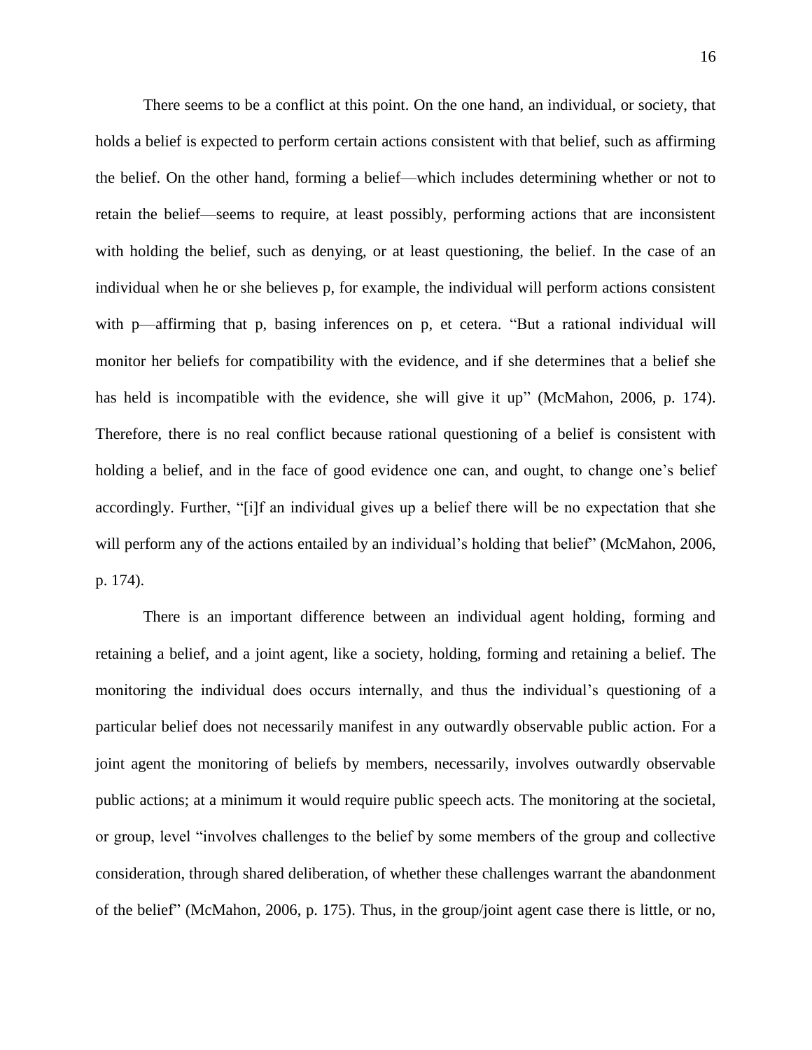There seems to be a conflict at this point. On the one hand, an individual, or society, that holds a belief is expected to perform certain actions consistent with that belief, such as affirming the belief. On the other hand, forming a belief—which includes determining whether or not to retain the belief—seems to require, at least possibly, performing actions that are inconsistent with holding the belief, such as denying, or at least questioning, the belief. In the case of an individual when he or she believes p, for example, the individual will perform actions consistent with p—affirming that p, basing inferences on p, et cetera. "But a rational individual will monitor her beliefs for compatibility with the evidence, and if she determines that a belief she has held is incompatible with the evidence, she will give it up" (McMahon, 2006, p. 174). Therefore, there is no real conflict because rational questioning of a belief is consistent with holding a belief, and in the face of good evidence one can, and ought, to change one's belief accordingly. Further, "[i]f an individual gives up a belief there will be no expectation that she will perform any of the actions entailed by an individual's holding that belief" (McMahon, 2006, p. 174).

There is an important difference between an individual agent holding, forming and retaining a belief, and a joint agent, like a society, holding, forming and retaining a belief. The monitoring the individual does occurs internally, and thus the individual's questioning of a particular belief does not necessarily manifest in any outwardly observable public action. For a joint agent the monitoring of beliefs by members, necessarily, involves outwardly observable public actions; at a minimum it would require public speech acts. The monitoring at the societal, or group, level "involves challenges to the belief by some members of the group and collective consideration, through shared deliberation, of whether these challenges warrant the abandonment of the belief" (McMahon, 2006, p. 175). Thus, in the group/joint agent case there is little, or no,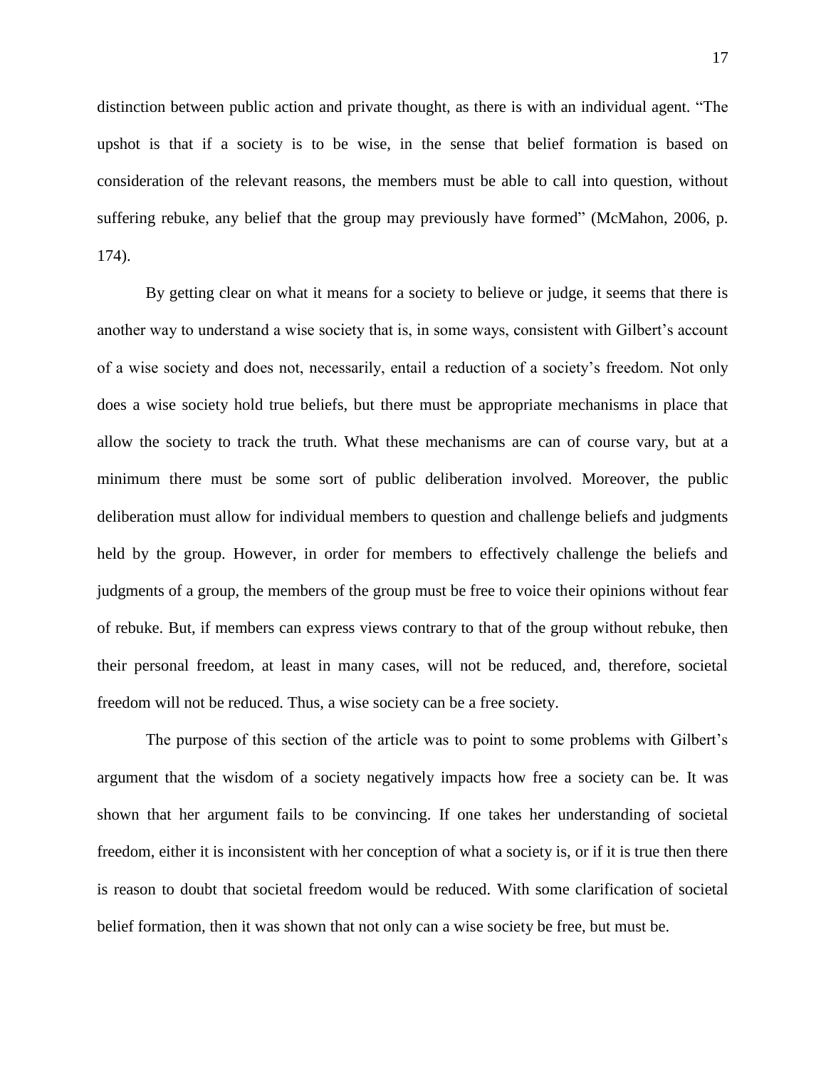distinction between public action and private thought, as there is with an individual agent. "The upshot is that if a society is to be wise, in the sense that belief formation is based on consideration of the relevant reasons, the members must be able to call into question, without suffering rebuke, any belief that the group may previously have formed" (McMahon, 2006, p. 174).

By getting clear on what it means for a society to believe or judge, it seems that there is another way to understand a wise society that is, in some ways, consistent with Gilbert's account of a wise society and does not, necessarily, entail a reduction of a society's freedom. Not only does a wise society hold true beliefs, but there must be appropriate mechanisms in place that allow the society to track the truth. What these mechanisms are can of course vary, but at a minimum there must be some sort of public deliberation involved. Moreover, the public deliberation must allow for individual members to question and challenge beliefs and judgments held by the group. However, in order for members to effectively challenge the beliefs and judgments of a group, the members of the group must be free to voice their opinions without fear of rebuke. But, if members can express views contrary to that of the group without rebuke, then their personal freedom, at least in many cases, will not be reduced, and, therefore, societal freedom will not be reduced. Thus, a wise society can be a free society.

The purpose of this section of the article was to point to some problems with Gilbert's argument that the wisdom of a society negatively impacts how free a society can be. It was shown that her argument fails to be convincing. If one takes her understanding of societal freedom, either it is inconsistent with her conception of what a society is, or if it is true then there is reason to doubt that societal freedom would be reduced. With some clarification of societal belief formation, then it was shown that not only can a wise society be free, but must be.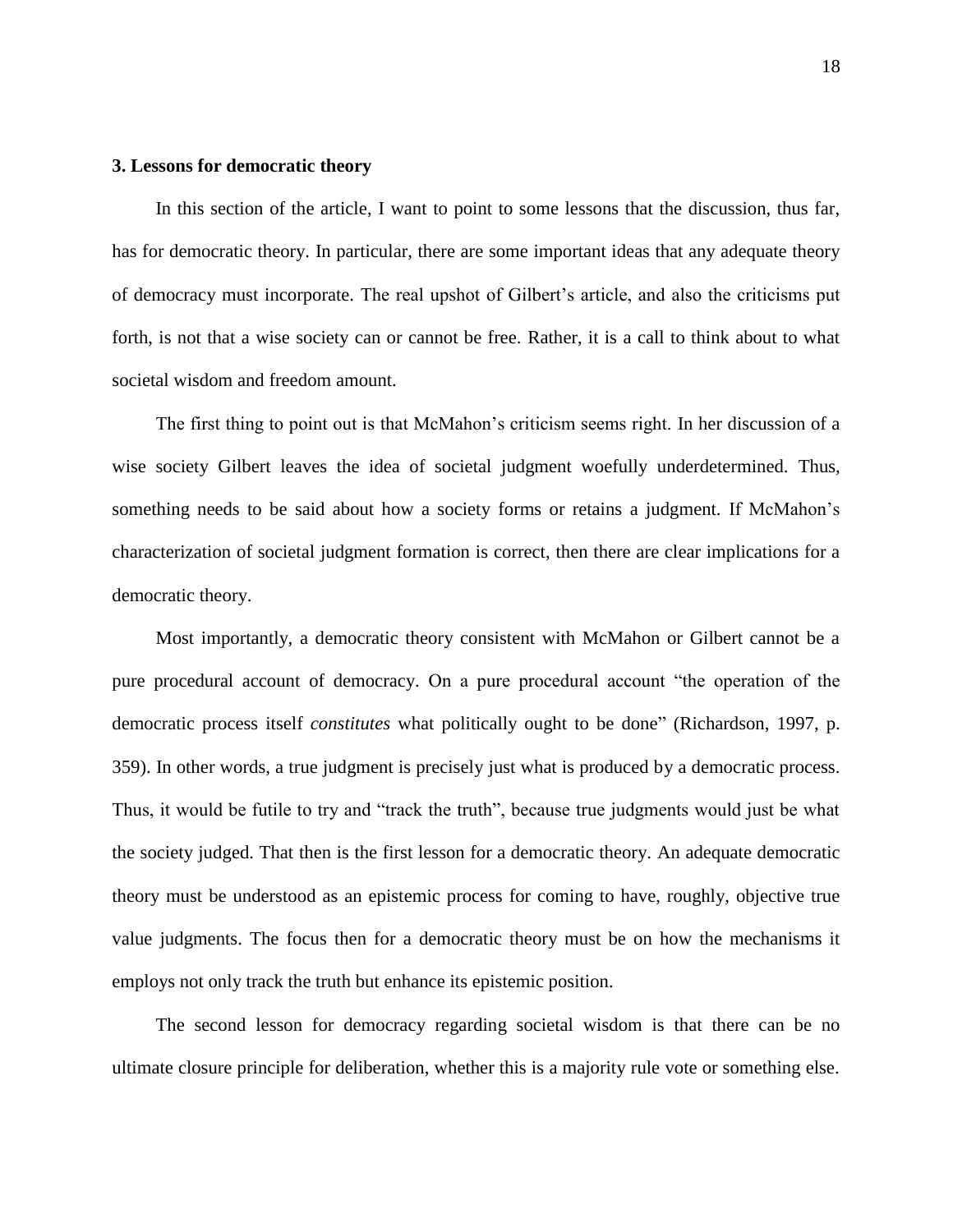### 3. Lessons for democratic theory

In this section of the article, I want to point to some lessons that the discussion, thus far, has for democratic theory. In particular, there are some important ideas that any adequate theory of democracy must incorporate. The real upshot of Gilbert's article, and also the criticisms put forth, is not that a wise society can or cannot be free. Rather, it is a call to think about to what societal wisdom and freedom amount.

The first thing to point out is that McMahon's criticism seems right. In her discussion of a wise society Gilbert leaves the idea of societal judgment woefully underdetermined. Thus, something needs to be said about how a society forms or retains a judgment. If McMahon's characterization of societal judgment formation is correct, then there are clear implications for a democratic theory.

Most importantly, a democratic theory consistent with McMahon or Gilbert cannot be a pure procedural account of democracy. On a pure procedural account "the operation of the democratic process itself *constitutes* what politically ought to be done" (Richardson, 1997, p. 359). In other words, a true judgment is precisely just what is produced by a democratic process. Thus, it would be futile to try and "track the truth", because true judgments would just be what the society judged. That then is the first lesson for a democratic theory. An adequate democratic theory must be understood as an epistemic process for coming to have, roughly, objective true value judgments. The focus then for a democratic theory must be on how the mechanisms it employs not only track the truth but enhance its epistemic position.

The second lesson for democracy regarding societal wisdom is that there can be no ultimate closure principle for deliberation, whether this is a majority rule vote or something else.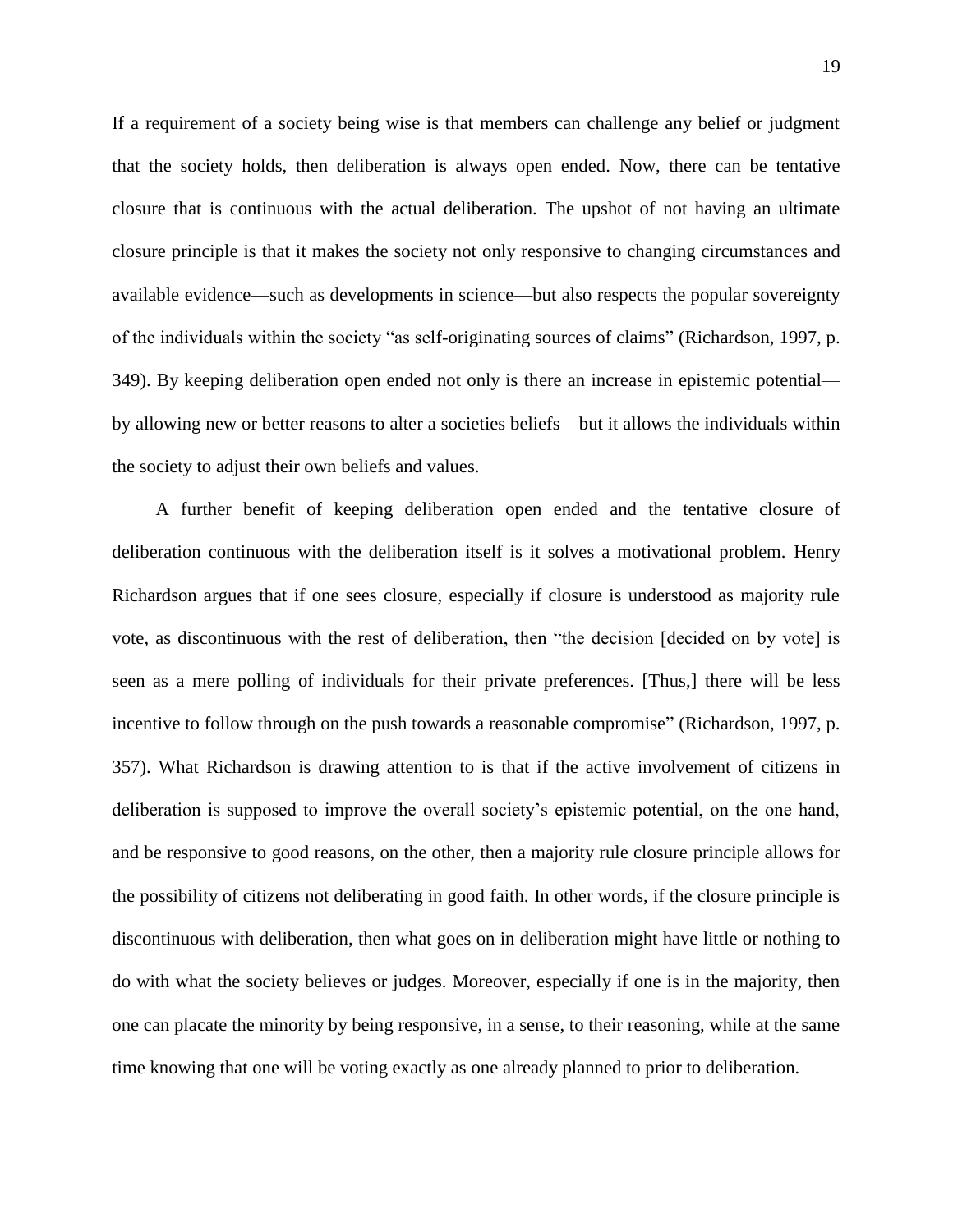If a requirement of a society being wise is that members can challenge any belief or judgment that the society holds, then deliberation is always open ended. Now, there can be tentative closure that is continuous with the actual deliberation. The upshot of not having an ultimate closure principle is that it makes the society not only responsive to changing circumstances and available evidence—such as developments in science—but also respects the popular sovereignty of the individuals within the society "as self-originating sources of claims" (Richardson, 1997, p. 349). By keeping deliberation open ended not only is there an increase in epistemic potential—by allowing new or better reasons to alter a societies beliefs—but it allows the individuals within the society to adjust their own beliefs and values.

A further benefit of keeping deliberation open ended and the tentative closure of deliberation continuous with the deliberation itself is it solves a motivational problem. Henry Richardson argues that if one sees closure, especially if closure is understood as majority rule vote, as discontinuous with the rest of deliberation, then "the decision [decided on by vote] is seen as a mere polling of individuals for their private preferences. [Thus,] there will be less incentive to follow through on the push towards a reasonable compromise" (Richardson, 1997, p. 357). What Richardson is drawing attention to is that if the active involvement of citizens in deliberation is supposed to improve the overall society's epistemic potential, on the one hand, and be responsive to good reasons, on the other, then a majority rule closure principle allows for the possibility of citizens not deliberating in good faith. In other words, if the closure principle is discontinuous with deliberation, then what goes on in deliberation might have little or nothing to do with what the society believes or judges. Moreover, especially if one is in the majority, then one can placate the minority by being responsive, in a sense, to their reasoning, while at the same time knowing that one will be voting exactly as one already planned to prior to deliberation.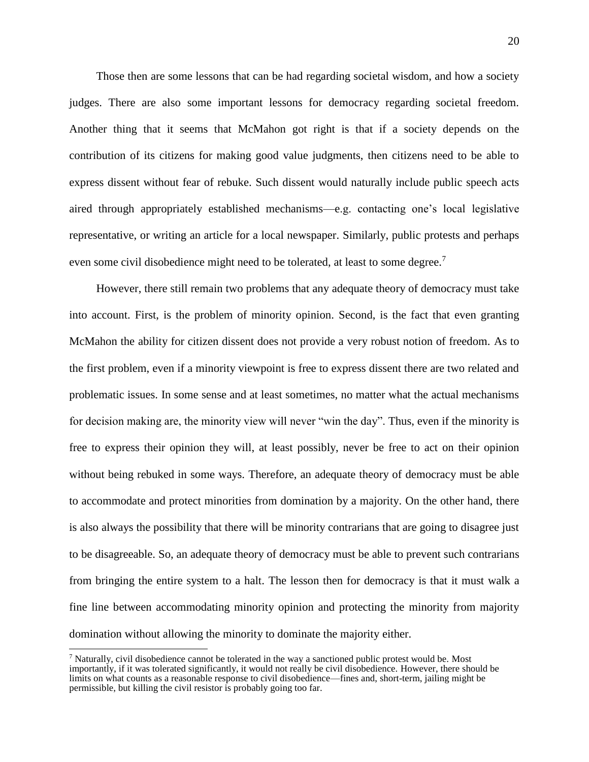Those then are some lessons that can be had regarding societal wisdom, and how a society judges. There are also some important lessons for democracy regarding societal freedom. Another thing that it seems that McMahon got right is that if a society depends on the contribution of its citizens for making good value judgments, then citizens need to be able to express dissent without fear of rebuke. Such dissent would naturally include public speech acts aired through appropriately established mechanisms—e.g. contacting one's local legislative representative, or writing an article for a local newspaper. Similarly, public protests and perhaps even some civil disobedience might need to be tolerated, at least to some degree.[7]

However, there still remain two problems that any adequate theory of democracy must take into account. First, is the problem of minority opinion. Second, is the fact that even granting McMahon the ability for citizen dissent does not provide a very robust notion of freedom. As to the first problem, even if a minority viewpoint is free to express dissent there are two related and problematic issues. In some sense and at least sometimes, no matter what the actual mechanisms for decision making are, the minority view will never "win the day". Thus, even if the minority is free to express their opinion they will, at least possibly, never be free to act on their opinion without being rebuked in some ways. Therefore, an adequate theory of democracy must be able to accommodate and protect minorities from domination by a majority. On the other hand, there is also always the possibility that there will be minority contrarians that are going to disagree just to be disagreeable. So, an adequate theory of democracy must be able to prevent such contrarians from bringing the entire system to a halt. The lesson then for democracy is that it must walk a fine line between accommodating minority opinion and protecting the minority from majority domination without allowing the minority to dominate the majority either.

[7] Naturally, civil disobedience cannot be tolerated in the way a sanctioned public protest would be. Most importantly, if it was tolerated significantly, it would not really be civil disobedience. However, there should be limits on what counts as a reasonable response to civil disobedience—fines and, short-term, jailing might be permissible, but killing the civil resistor is probably going too far.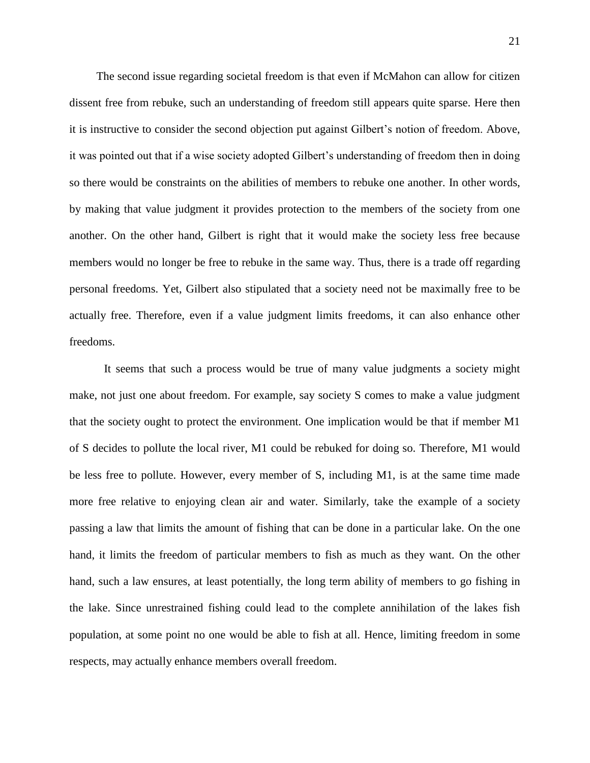The second issue regarding societal freedom is that even if McMahon can allow for citizen dissent free from rebuke, such an understanding of freedom still appears quite sparse. Here then it is instructive to consider the second objection put against Gilbert's notion of freedom. Above, it was pointed out that if a wise society adopted Gilbert's understanding of freedom then in doing so there would be constraints on the abilities of members to rebuke one another. In other words, by making that value judgment it provides protection to the members of the society from one another. On the other hand, Gilbert is right that it would make the society less free because members would no longer be free to rebuke in the same way. Thus, there is a trade off regarding personal freedoms. Yet, Gilbert also stipulated that a society need not be maximally free to be actually free. Therefore, even if a value judgment limits freedoms, it can also enhance other freedoms.

It seems that such a process would be true of many value judgments a society might make, not just one about freedom. For example, say society S comes to make a value judgment that the society ought to protect the environment. One implication would be that if member M1 of S decides to pollute the local river, M1 could be rebuked for doing so. Therefore, M1 would be less free to pollute. However, every member of S, including M1, is at the same time made more free relative to enjoying clean air and water. Similarly, take the example of a society passing a law that limits the amount of fishing that can be done in a particular lake. On the one hand, it limits the freedom of particular members to fish as much as they want. On the other hand, such a law ensures, at least potentially, the long term ability of members to go fishing in the lake. Since unrestrained fishing could lead to the complete annihilation of the lakes fish population, at some point no one would be able to fish at all. Hence, limiting freedom in some respects, may actually enhance members overall freedom.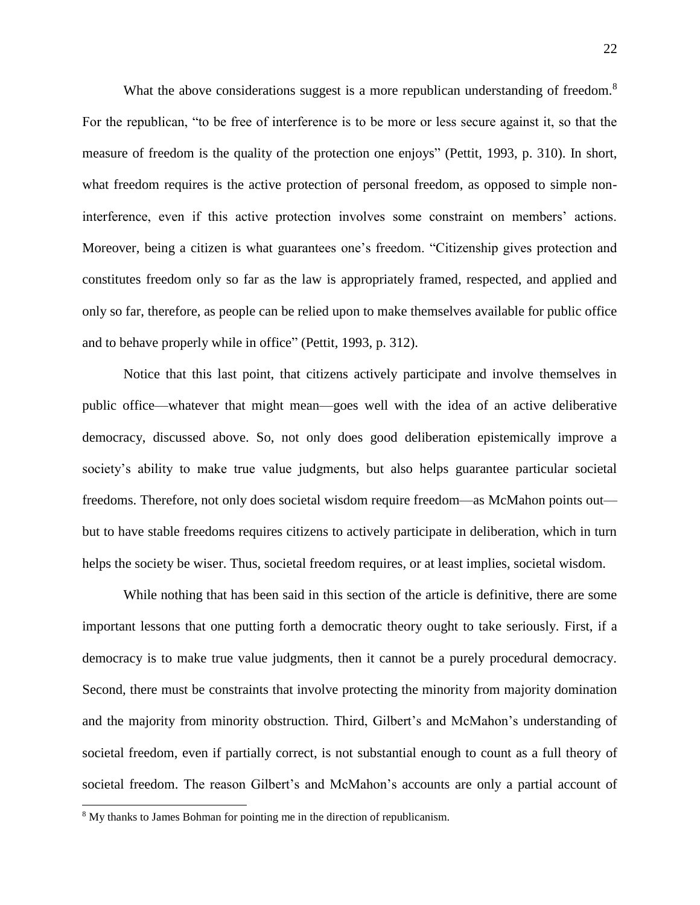What the above considerations suggest is a more republican understanding of freedom.[8] For the republican, "to be free of interference is to be more or less secure against it, so that the measure of freedom is the quality of the protection one enjoys" (Pettit, 1993, p. 310). In short, what freedom requires is the active protection of personal freedom, as opposed to simple non-interference, even if this active protection involves some constraint on members' actions. Moreover, being a citizen is what guarantees one's freedom. "Citizenship gives protection and constitutes freedom only so far as the law is appropriately framed, respected, and applied and only so far, therefore, as people can be relied upon to make themselves available for public office and to behave properly while in office" (Pettit, 1993, p. 312).

Notice that this last point, that citizens actively participate and involve themselves in public office—whatever that might mean—goes well with the idea of an active deliberative democracy, discussed above. So, not only does good deliberation epistemically improve a society's ability to make true value judgments, but also helps guarantee particular societal freedoms. Therefore, not only does societal wisdom require freedom—as McMahon points out—but to have stable freedoms requires citizens to actively participate in deliberation, which in turn helps the society be wiser. Thus, societal freedom requires, or at least implies, societal wisdom.

While nothing that has been said in this section of the article is definitive, there are some important lessons that one putting forth a democratic theory ought to take seriously. First, if a democracy is to make true value judgments, then it cannot be a purely procedural democracy. Second, there must be constraints that involve protecting the minority from majority domination and the majority from minority obstruction. Third, Gilbert's and McMahon's understanding of societal freedom, even if partially correct, is not substantial enough to count as a full theory of societal freedom. The reason Gilbert's and McMahon's accounts are only a partial account of

[8] My thanks to James Bohman for pointing me in the direction of republicanism.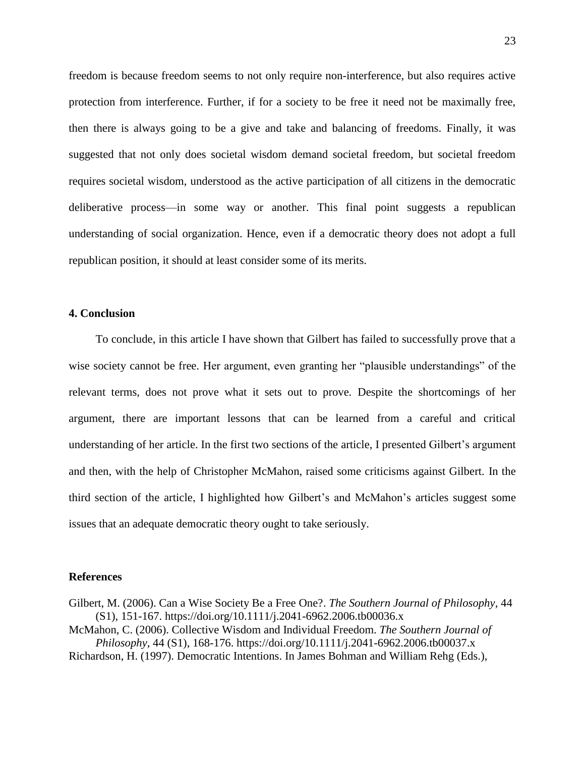freedom is because freedom seems to not only require non-interference, but also requires active protection from interference. Further, if for a society to be free it need not be maximally free, then there is always going to be a give and take and balancing of freedoms. Finally, it was suggested that not only does societal wisdom demand societal freedom, but societal freedom requires societal wisdom, understood as the active participation of all citizens in the democratic deliberative process—in some way or another. This final point suggests a republican understanding of social organization. Hence, even if a democratic theory does not adopt a full republican position, it should at least consider some of its merits.

## 4. Conclusion

To conclude, in this article I have shown that Gilbert has failed to successfully prove that a wise society cannot be free. Her argument, even granting her "plausible understandings" of the relevant terms, does not prove what it sets out to prove. Despite the shortcomings of her argument, there are important lessons that can be learned from a careful and critical understanding of her article. In the first two sections of the article, I presented Gilbert's argument and then, with the help of Christopher McMahon, raised some criticisms against Gilbert. In the third section of the article, I highlighted how Gilbert's and McMahon's articles suggest some issues that an adequate democratic theory ought to take seriously.

## References

Gilbert, M. (2006). Can a Wise Society Be a Free One?. *The Southern Journal of Philosophy*, 44 (S1), 151-167. https://doi.org/10.1111/j.2041-6962.2006.tb00036.x

McMahon, C. (2006). Collective Wisdom and Individual Freedom. *The Southern Journal of Philosophy*, 44 (S1), 168-176. https://doi.org/10.1111/j.2041-6962.2006.tb00037.x

Richardson, H. (1997). Democratic Intentions. In James Bohman and William Rehg (Eds.),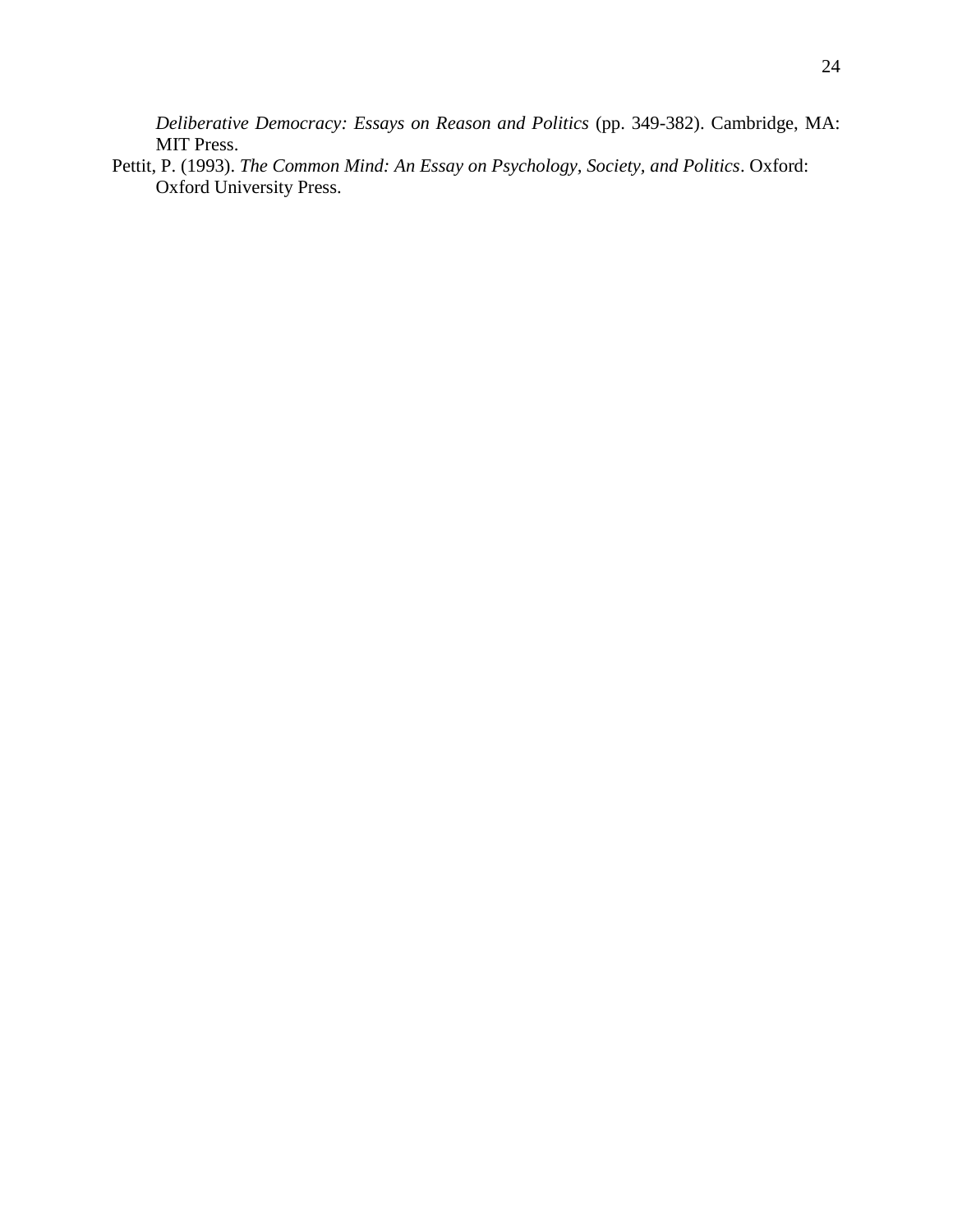*Deliberative Democracy: Essays on Reason and Politics* (pp. 349-382). Cambridge, MA: MIT Press.

Pettit, P. (1993). *The Common Mind: An Essay on Psychology, Society, and Politics*. Oxford: Oxford University Press.